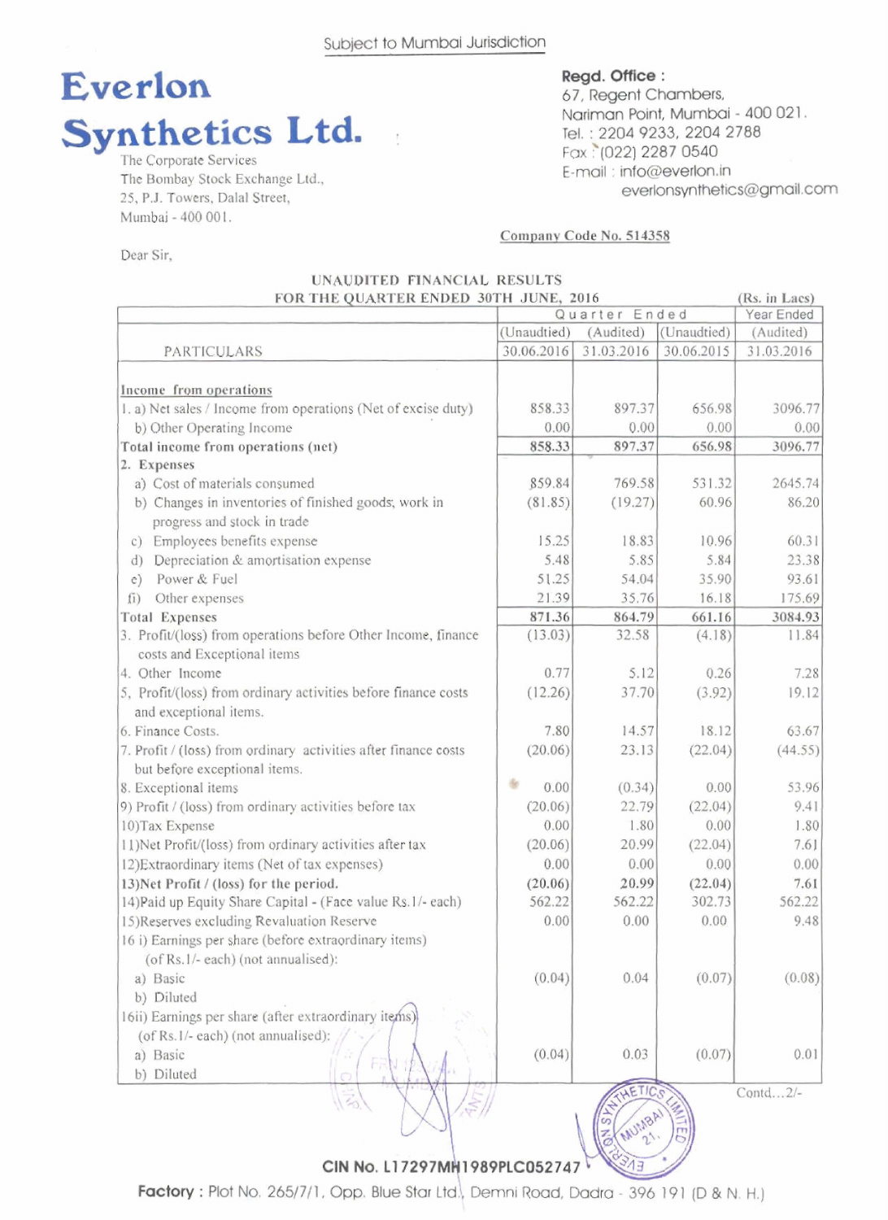Subject to Mumbai Jurisdiction

# Everlon Synthetics Ltd.

**Regd. Office :**
67, Regent Chambers,
Nariman Point, Mumbai - 400 021.
Tel. : 2204 9233, 2204 2788
Fax : (022) 2287 0540
E-mail : info@everlon.in
everlonsynthetics@gmail.com

The Corporate Services
The Bombay Stock Exchange Ltd.,
25, P.J. Towers, Dalal Street,
Mumbai - 400 001.

**Company Code No. 514358**

Dear Sir,

## UNAUDITED FINANCIAL RESULTS FOR THE QUARTER ENDED 30TH JUNE, 2016

(Rs. in Lacs)

| PARTICULARS | Quarter Ended | | | Year Ended |
|---|---|---|---|---|
| | (Unaudtied) | (Audited) | (Unaudtied) | (Audited) |
| | 30.06.2016 | 31.03.2016 | 30.06.2015 | 31.03.2016 |
| **Income from operations** | | | | |
| 1. a) Net sales / Income from operations (Net of excise duty) | 858.33 | 897.37 | 656.98 | 3096.77 |
| b) Other Operating Income | 0.00 | 0.00 | 0.00 | 0.00 |
| **Total income from operations (net)** | 858.33 | 897.37 | 656.98 | 3096.77 |
| **2. Expenses** | | | | |
| a) Cost of materials consumed | 859.84 | 769.58 | 531.32 | 2645.74 |
| b) Changes in inventories of finished goods, work in progress and stock in trade | (81.85) | (19.27) | 60.96 | 86.20 |
| c) Employees benefits expense | 15.25 | 18.83 | 10.96 | 60.31 |
| d) Depreciation & amortisation expense | 5.48 | 5.85 | 5.84 | 23.38 |
| e) Power & Fuel | 51.25 | 54.04 | 35.90 | 93.61 |
| f) Other expenses | 21.39 | 35.76 | 16.18 | 175.69 |
| **Total Expenses** | 871.36 | 864.79 | 661.16 | 3084.93 |
| 3. Profit/(loss) from operations before Other Income, finance costs and Exceptional items | (13.03) | 32.58 | (4.18) | 11.84 |
| 4. Other Income | 0.77 | 5.12 | 0.26 | 7.28 |
| 5. Profit/(loss) from ordinary activities before finance costs and exceptional items. | (12.26) | 37.70 | (3.92) | 19.12 |
| 6. Finance Costs. | 7.80 | 14.57 | 18.12 | 63.67 |
| 7. Profit / (loss) from ordinary activities after finance costs but before exceptional items. | (20.06) | 23.13 | (22.04) | (44.55) |
| 8. Exceptional items | 0.00 | (0.34) | 0.00 | 53.96 |
| 9) Profit / (loss) from ordinary activities before tax | (20.06) | 22.79 | (22.04) | 9.41 |
| 10)Tax Expense | 0.00 | 1.80 | 0.00 | 1.80 |
| 11)Net Profit/(loss) from ordinary activities after tax | (20.06) | 20.99 | (22.04) | 7.61 |
| 12)Extraordinary items (Net of tax expenses) | 0.00 | 0.00 | 0.00 | 0.00 |
| **13)Net Profit / (loss) for the period.** | **(20.06)** | **20.99** | **(22.04)** | **7.61** |
| 14)Paid up Equity Share Capital - (Face value Rs.1/- each) | 562.22 | 562.22 | 302.73 | 562.22 |
| 15)Reserves excluding Revaluation Reserve | 0.00 | 0.00 | 0.00 | 9.48 |
| 16 i) Earnings per share (before extraordinary items) (of Rs.1/- each) (not annualised): | | | | |
| a) Basic | (0.04) | 0.04 | (0.07) | (0.08) |
| b) Diluted | | | | |
| 16ii) Earnings per share (after extraordinary items) (of Rs.1/- each) (not annualised): | | | | |
| a) Basic | (0.04) | 0.03 | (0.07) | 0.01 |
| b) Diluted | | | | |

Contd...2/-

CIN No. L17297MH1989PLC052747

**Factory :** Plot No. 265/7/1, Opp. Blue Star Ltd., Demni Road, Dadra - 396 191 (D & N. H.)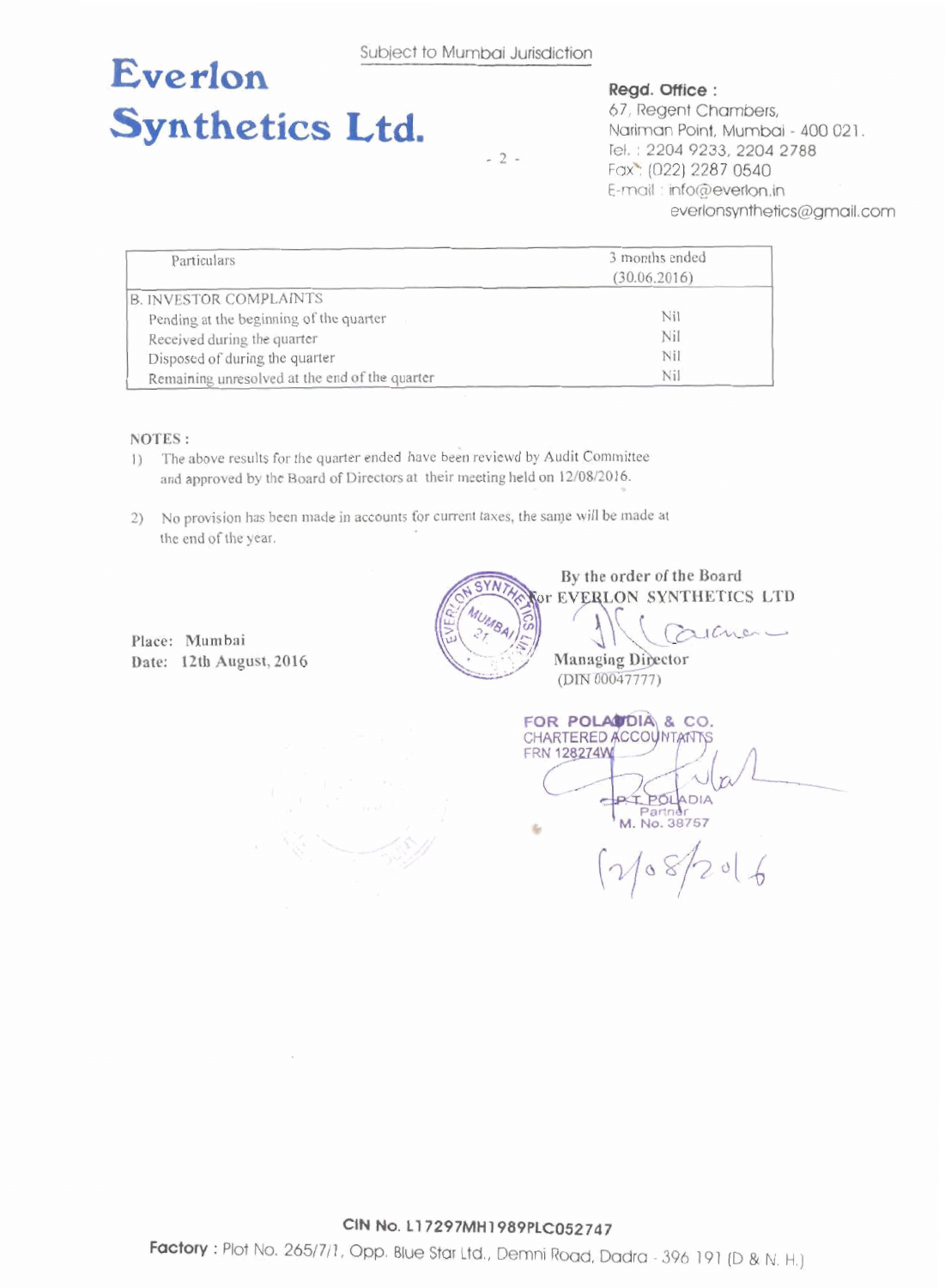# Everlon Synthetics Ltd.

Subject to Mumbai Jurisdiction

**Regd. Office :**
67, Regent Chambers,
Nariman Point, Mumbai - 400 021.
Tel. : 2204 9233, 2204 2788
Fax : (022) 2287 0540
E-mail : info@everlon.in
everlonsynthetics@gmail.com

| Particulars | 3 months ended (30.06.2016) |
| --- | --- |
| B. INVESTOR COMPLAINTS | |
| Pending at the beginning of the quarter | Nil |
| Received during the quarter | Nil |
| Disposed of during the quarter | Nil |
| Remaining unresolved at the end of the quarter | Nil |

NOTES :

1) The above results for the quarter ended have been reviewd by Audit Committee and approved by the Board of Directors at their meeting held on 12/08/2016.

2) No provision has been made in accounts for current taxes, the same will be made at the end of the year.

By the order of the Board
For EVERLON SYNTHETICS LTD

Managing Director
(DIN 00047777)

Place: Mumbai
Date: 12th August, 2016

FOR POLADIA & CO.
CHARTERED ACCOUNTANTS
FRN 128274W

P.T. POLADIA
Partner
M. No. 38757

12/08/2016

CIN No. L17297MH1989PLC052747

Factory : Plot No. 265/7/1, Opp. Blue Star Ltd., Demni Road, Dadra - 396 191 (D & N. H.)